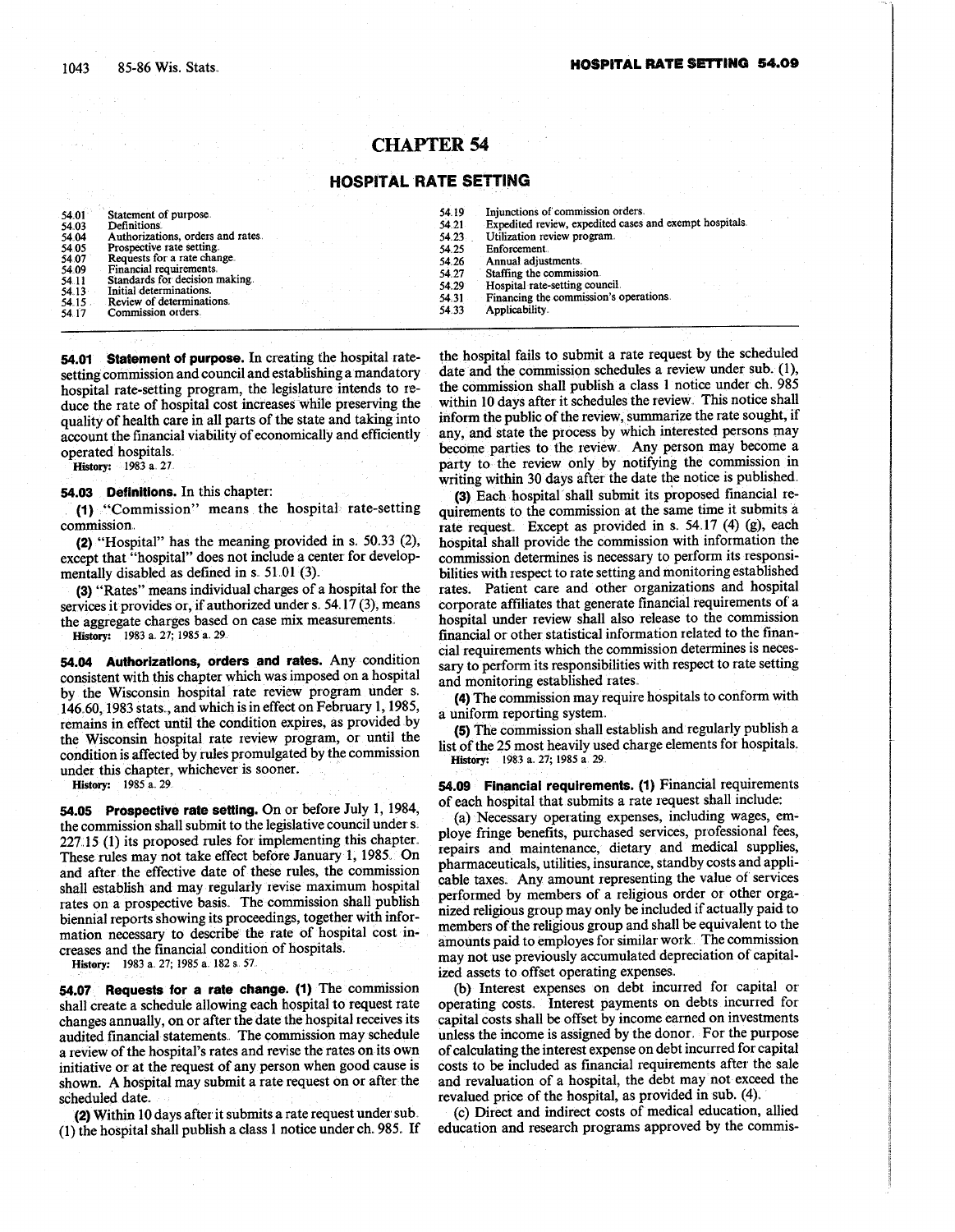# CHAPTER 54

## HOSPITAL RATE SETTING

| | | | |
|---|---|---|---|
| 54.01 | Statement of purpose. | 54.19 | Injunctions of commission orders. |
| 54.03 | Definitions. | 54.21 | Expedited review, expedited cases and exempt hospitals. |
| 54.04 | Authorizations, orders and rates. | 54.23 | Utilization review program. |
| 54.05 | Prospective rate setting. | 54.25 | Enforcement. |
| 54.07 | Requests for a rate change. | 54.26 | Annual adjustments. |
| 54.09 | Financial requirements. | 54.27 | Staffing the commission. |
| 54.11 | Standards for decision making. | 54.29 | Hospital rate-setting council. |
| 54.13 | Initial determinations. | 54.31 | Financing the commission's operations. |
| 54.15 | Review of determinations. | 54.33 | Applicability. |
| 54.17 | Commission orders. | | |

**54.01 Statement of purpose.** In creating the hospital rate-setting commission and council and establishing a mandatory hospital rate-setting program, the legislature intends to reduce the rate of hospital cost increases while preserving the quality of health care in all parts of the state and taking into account the financial viability of economically and efficiently operated hospitals.

**History:** 1983 a. 27.

**54.03 Definitions.** In this chapter:

**(1)** "Commission" means the hospital rate-setting commission.

**(2)** "Hospital" has the meaning provided in s. 50.33 (2), except that "hospital" does not include a center for developmentally disabled as defined in s. 51.01 (3).

**(3)** "Rates" means individual charges of a hospital for the services it provides or, if authorized under s. 54.17 (3), means the aggregate charges based on case mix measurements.

**History:** 1983 a. 27; 1985 a. 29.

**54.04 Authorizations, orders and rates.** Any condition consistent with this chapter which was imposed on a hospital by the Wisconsin hospital rate review program under s. 146.60, 1983 stats., and which is in effect on February 1, 1985, remains in effect until the condition expires, as provided by the Wisconsin hospital rate review program, or until the condition is affected by rules promulgated by the commission under this chapter, whichever is sooner.

**History:** 1985 a. 29.

**54.05 Prospective rate setting.** On or before July 1, 1984, the commission shall submit to the legislative council under s. 227.15 (1) its proposed rules for implementing this chapter. These rules may not take effect before January 1, 1985. On and after the effective date of these rules, the commission shall establish and may regularly revise maximum hospital rates on a prospective basis. The commission shall publish biennial reports showing its proceedings, together with information necessary to describe the rate of hospital cost increases and the financial condition of hospitals.

**History:** 1983 a. 27; 1985 a. 182 s. 57.

**54.07 Requests for a rate change. (1)** The commission shall create a schedule allowing each hospital to request rate changes annually, on or after the date the hospital receives its audited financial statements. The commission may schedule a review of the hospital's rates and revise the rates on its own initiative or at the request of any person when good cause is shown. A hospital may submit a rate request on or after the scheduled date.

**(2)** Within 10 days after it submits a rate request under sub. (1) the hospital shall publish a class 1 notice under ch. 985. If the hospital fails to submit a rate request by the scheduled date and the commission schedules a review under sub. (1), the commission shall publish a class 1 notice under ch. 985 within 10 days after it schedules the review. This notice shall inform the public of the review, summarize the rate sought, if any, and state the process by which interested persons may become parties to the review. Any person may become a party to the review only by notifying the commission in writing within 30 days after the date the notice is published.

**(3)** Each hospital shall submit its proposed financial requirements to the commission at the same time it submits a rate request. Except as provided in s. 54.17 (4) (g), each hospital shall provide the commission with information the commission determines is necessary to perform its responsibilities with respect to rate setting and monitoring established rates. Patient care and other organizations and hospital corporate affiliates that generate financial requirements of a hospital under review shall also release to the commission financial or other statistical information related to the financial requirements which the commission determines is necessary to perform its responsibilities with respect to rate setting and monitoring established rates.

**(4)** The commission may require hospitals to conform with a uniform reporting system.

**(5)** The commission shall establish and regularly publish a list of the 25 most heavily used charge elements for hospitals.

**History:** 1983 a. 27; 1985 a. 29.

**54.09 Financial requirements. (1)** Financial requirements of each hospital that submits a rate request shall include:

(a) Necessary operating expenses, including wages, employe fringe benefits, purchased services, professional fees, repairs and maintenance, dietary and medical supplies, pharmaceuticals, utilities, insurance, standby costs and applicable taxes. Any amount representing the value of services performed by members of a religious order or other organized religious group may only be included if actually paid to members of the religious group and shall be equivalent to the amounts paid to employes for similar work. The commission may not use previously accumulated depreciation of capitalized assets to offset operating expenses.

(b) Interest expenses on debt incurred for capital or operating costs. Interest payments on debts incurred for capital costs shall be offset by income earned on investments unless the income is assigned by the donor. For the purpose of calculating the interest expense on debt incurred for capital costs to be included as financial requirements after the sale and revaluation of a hospital, the debt may not exceed the revalued price of the hospital, as provided in sub. (4).

(c) Direct and indirect costs of medical education, allied education and research programs approved by the commis-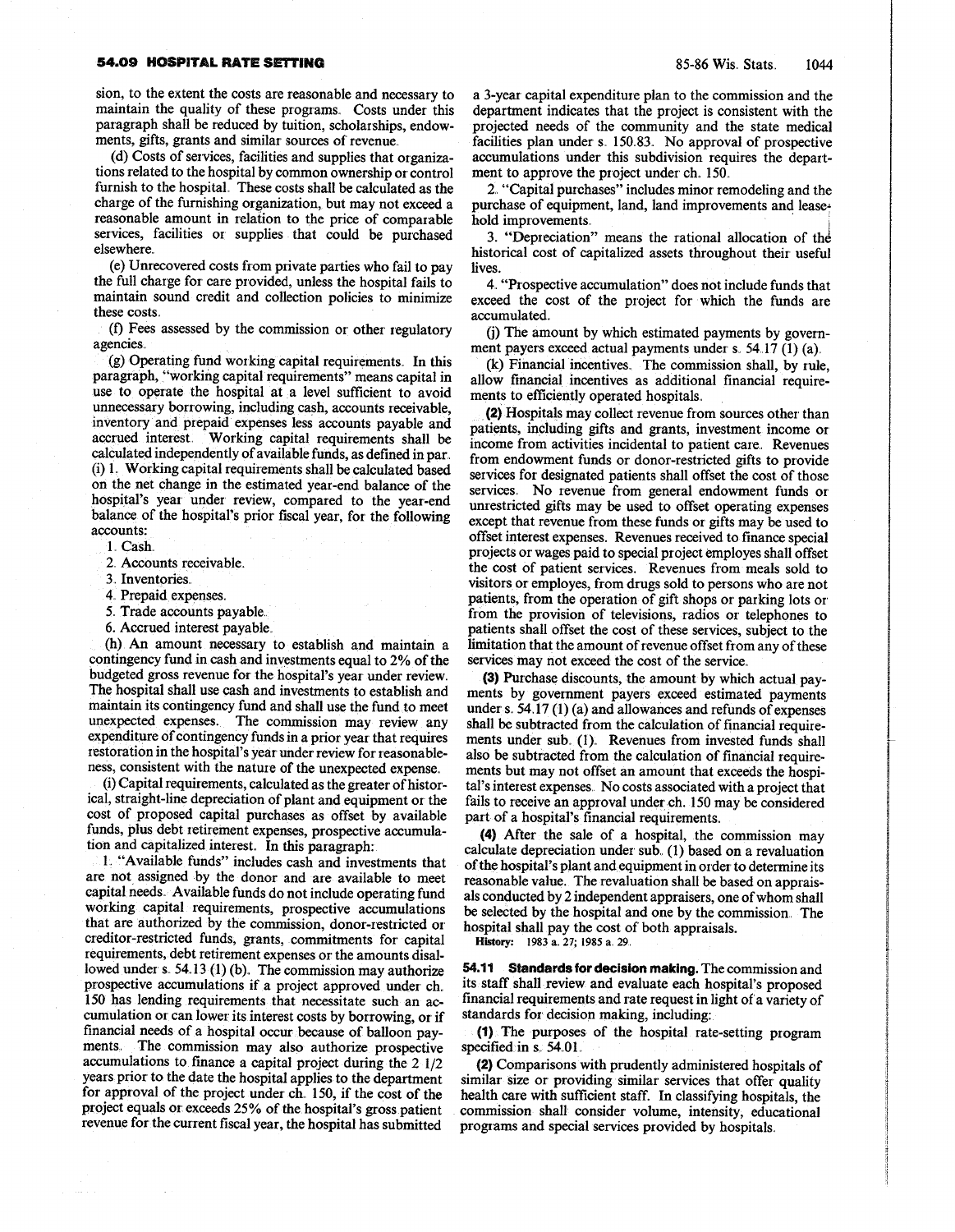sion, to the extent the costs are reasonable and necessary to maintain the quality of these programs. Costs under this paragraph shall be reduced by tuition, scholarships, endowments, gifts, grants and similar sources of revenue.

(d) Costs of services, facilities and supplies that organizations related to the hospital by common ownership or control furnish to the hospital. These costs shall be calculated as the charge of the furnishing organization, but may not exceed a reasonable amount in relation to the price of comparable services, facilities or supplies that could be purchased elsewhere.

(e) Unrecovered costs from private parties who fail to pay the full charge for care provided, unless the hospital fails to maintain sound credit and collection policies to minimize these costs.

(f) Fees assessed by the commission or other regulatory agencies.

(g) Operating fund working capital requirements. In this paragraph, "working capital requirements" means capital in use to operate the hospital at a level sufficient to avoid unnecessary borrowing, including cash, accounts receivable, inventory and prepaid expenses less accounts payable and accrued interest. Working capital requirements shall be calculated independently of available funds, as defined in par. (i) 1. Working capital requirements shall be calculated based on the net change in the estimated year-end balance of the hospital's year under review, compared to the year-end balance of the hospital's prior fiscal year, for the following accounts:

1. Cash.
2. Accounts receivable.
3. Inventories.
4. Prepaid expenses.
5. Trade accounts payable.
6. Accrued interest payable.

(h) An amount necessary to establish and maintain a contingency fund in cash and investments equal to 2% of the budgeted gross revenue for the hospital's year under review. The hospital shall use cash and investments to establish and maintain its contingency fund and shall use the fund to meet unexpected expenses. The commission may review any expenditure of contingency funds in a prior year that requires restoration in the hospital's year under review for reasonableness, consistent with the nature of the unexpected expense.

(i) Capital requirements, calculated as the greater of historical, straight-line depreciation of plant and equipment or the cost of proposed capital purchases as offset by available funds, plus debt retirement expenses, prospective accumulation and capitalized interest. In this paragraph:

1. "Available funds" includes cash and investments that are not assigned by the donor and are available to meet capital needs. Available funds do not include operating fund working capital requirements, prospective accumulations that are authorized by the commission, donor-restricted or creditor-restricted funds, grants, commitments for capital requirements, debt retirement expenses or the amounts disallowed under s. 54.13 (1) (b). The commission may authorize prospective accumulations if a project approved under ch. 150 has lending requirements that necessitate such an accumulation or can lower its interest costs by borrowing, or if financial needs of a hospital occur because of balloon payments. The commission may also authorize prospective accumulations to finance a capital project during the 2 1/2 years prior to the date the hospital applies to the department for approval of the project under ch. 150, if the cost of the project equals or exceeds 25% of the hospital's gross patient revenue for the current fiscal year, the hospital has submitted a 3-year capital expenditure plan to the commission and the department indicates that the project is consistent with the projected needs of the community and the state medical facilities plan under s. 150.83. No approval of prospective accumulations under this subdivision requires the department to approve the project under ch. 150.

2. "Capital purchases" includes minor remodeling and the purchase of equipment, land, land improvements and leasehold improvements.

3. "Depreciation" means the rational allocation of the historical cost of capitalized assets throughout their useful lives.

4. "Prospective accumulation" does not include funds that exceed the cost of the project for which the funds are accumulated.

(j) The amount by which estimated payments by government payers exceed actual payments under s. 54.17 (1) (a).

(k) Financial incentives. The commission shall, by rule, allow financial incentives as additional financial requirements to efficiently operated hospitals.

**(2)** Hospitals may collect revenue from sources other than patients, including gifts and grants, investment income or income from activities incidental to patient care. Revenues from endowment funds or donor-restricted gifts to provide services for designated patients shall offset the cost of those services. No revenue from general endowment funds or unrestricted gifts may be used to offset operating expenses except that revenue from these funds or gifts may be used to offset interest expenses. Revenues received to finance special projects or wages paid to special project employes shall offset the cost of patient services. Revenues from meals sold to visitors or employes, from drugs sold to persons who are not patients, from the operation of gift shops or parking lots or from the provision of televisions, radios or telephones to patients shall offset the cost of these services, subject to the limitation that the amount of revenue offset from any of these services may not exceed the cost of the service.

**(3)** Purchase discounts, the amount by which actual payments by government payers exceed estimated payments under s. 54.17 (1) (a) and allowances and refunds of expenses shall be subtracted from the calculation of financial requirements under sub. (1). Revenues from invested funds shall also be subtracted from the calculation of financial requirements but may not offset an amount that exceeds the hospital's interest expenses. No costs associated with a project that fails to receive an approval under ch. 150 may be considered part of a hospital's financial requirements.

**(4)** After the sale of a hospital, the commission may calculate depreciation under sub. (1) based on a revaluation of the hospital's plant and equipment in order to determine its reasonable value. The revaluation shall be based on appraisals conducted by 2 independent appraisers, one of whom shall be selected by the hospital and one by the commission. The hospital shall pay the cost of both appraisals.

**History:** 1983 a. 27; 1985 a. 29.

**54.11 Standards for decision making.** The commission and its staff shall review and evaluate each hospital's proposed financial requirements and rate request in light of a variety of standards for decision making, including:

**(1)** The purposes of the hospital rate-setting program specified in s. 54.01.

**(2)** Comparisons with prudently administered hospitals of similar size or providing similar services that offer quality health care with sufficient staff. In classifying hospitals, the commission shall consider volume, intensity, educational programs and special services provided by hospitals.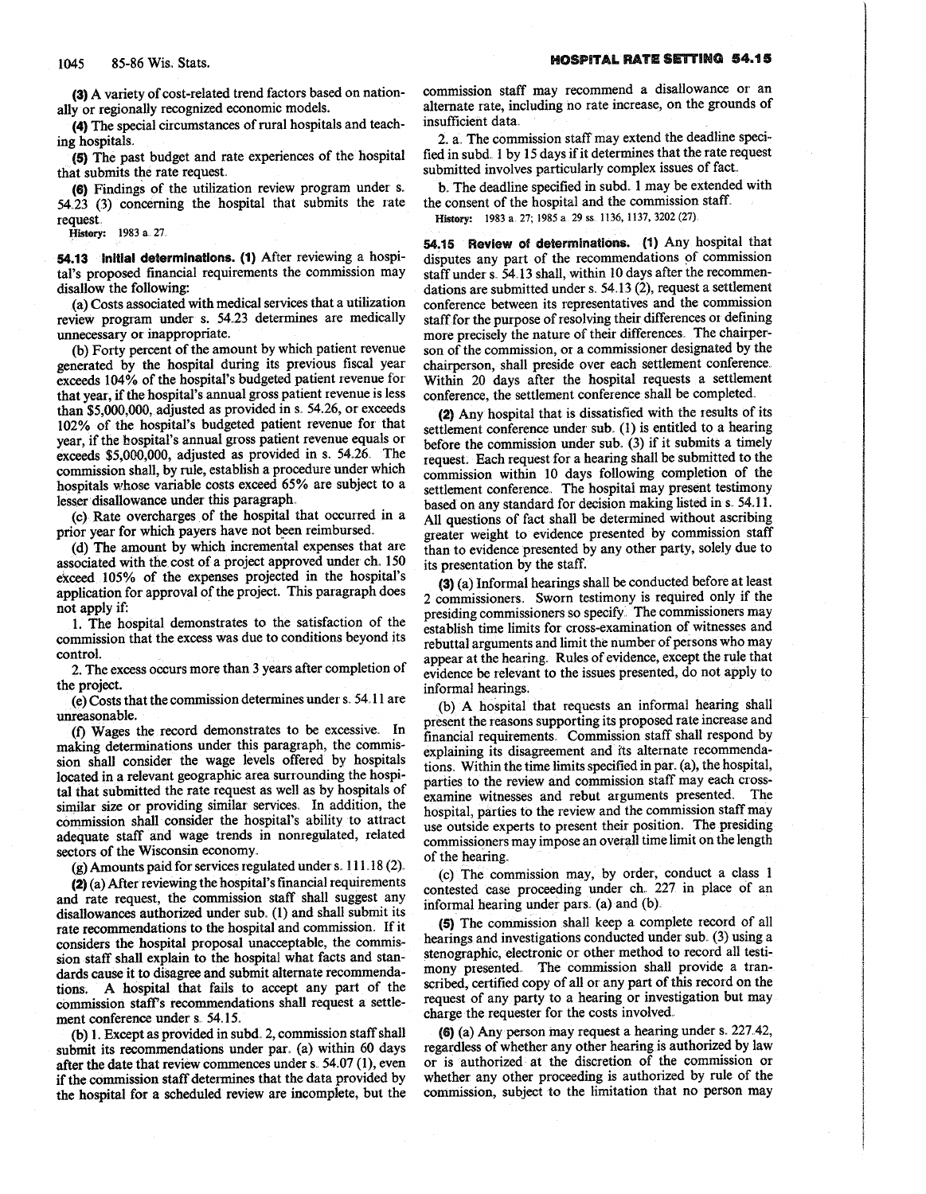(3) A variety of cost-related trend factors based on nationally or regionally recognized economic models.

(4) The special circumstances of rural hospitals and teaching hospitals.

(5) The past budget and rate experiences of the hospital that submits the rate request.

(6) Findings of the utilization review program under s. 54.23 (3) concerning the hospital that submits the rate request.

History: 1983 a. 27.

**54.13 Initial determinations.** (1) After reviewing a hospital's proposed financial requirements the commission may disallow the following:

(a) Costs associated with medical services that a utilization review program under s. 54.23 determines are medically unnecessary or inappropriate.

(b) Forty percent of the amount by which patient revenue generated by the hospital during its previous fiscal year exceeds 104% of the hospital's budgeted patient revenue for that year, if the hospital's annual gross patient revenue is less than $5,000,000, adjusted as provided in s. 54.26, or exceeds 102% of the hospital's budgeted patient revenue for that year, if the hospital's annual gross patient revenue equals or exceeds $5,000,000, adjusted as provided in s. 54.26. The commission shall, by rule, establish a procedure under which hospitals whose variable costs exceed 65% are subject to a lesser disallowance under this paragraph.

(c) Rate overcharges of the hospital that occurred in a prior year for which payers have not been reimbursed.

(d) The amount by which incremental expenses that are associated with the cost of a project approved under ch. 150 exceed 105% of the expenses projected in the hospital's application for approval of the project. This paragraph does not apply if:

1. The hospital demonstrates to the satisfaction of the commission that the excess was due to conditions beyond its control.

2. The excess occurs more than 3 years after completion of the project.

(e) Costs that the commission determines under s. 54.11 are unreasonable.

(f) Wages the record demonstrates to be excessive. In making determinations under this paragraph, the commission shall consider the wage levels offered by hospitals located in a relevant geographic area surrounding the hospital that submitted the rate request as well as by hospitals of similar size or providing similar services. In addition, the commission shall consider the hospital's ability to attract adequate staff and wage trends in nonregulated, related sectors of the Wisconsin economy.

(g) Amounts paid for services regulated under s. 111.18 (2).

(2) (a) After reviewing the hospital's financial requirements and rate request, the commission staff shall suggest any disallowances authorized under sub. (1) and shall submit its rate recommendations to the hospital and commission. If it considers the hospital proposal unacceptable, the commission staff shall explain to the hospital what facts and standards cause it to disagree and submit alternate recommendations. A hospital that fails to accept any part of the commission staff's recommendations shall request a settlement conference under s. 54.15.

(b) 1. Except as provided in subd. 2, commission staff shall submit its recommendations under par. (a) within 60 days after the date that review commences under s. 54.07 (1), even if the commission staff determines that the data provided by the hospital for a scheduled review are incomplete, but the commission staff may recommend a disallowance or an alternate rate, including no rate increase, on the grounds of insufficient data.

2. a. The commission staff may extend the deadline specified in subd. 1 by 15 days if it determines that the rate request submitted involves particularly complex issues of fact.

b. The deadline specified in subd. 1 may be extended with the consent of the hospital and the commission staff.

History: 1983 a. 27; 1985 a. 29 ss. 1136, 1137, 3202 (27).

**54.15 Review of determinations.** (1) Any hospital that disputes any part of the recommendations of commission staff under s. 54.13 shall, within 10 days after the recommendations are submitted under s. 54.13 (2), request a settlement conference between its representatives and the commission staff for the purpose of resolving their differences or defining more precisely the nature of their differences. The chairperson of the commission, or a commissioner designated by the chairperson, shall preside over each settlement conference. Within 20 days after the hospital requests a settlement conference, the settlement conference shall be completed.

(2) Any hospital that is dissatisfied with the results of its settlement conference under sub. (1) is entitled to a hearing before the commission under sub. (3) if it submits a timely request. Each request for a hearing shall be submitted to the commission within 10 days following completion of the settlement conference. The hospital may present testimony based on any standard for decision making listed in s. 54.11. All questions of fact shall be determined without ascribing greater weight to evidence presented by commission staff than to evidence presented by any other party, solely due to its presentation by the staff.

(3) (a) Informal hearings shall be conducted before at least 2 commissioners. Sworn testimony is required only if the presiding commissioners so specify. The commissioners may establish time limits for cross-examination of witnesses and rebuttal arguments and limit the number of persons who may appear at the hearing. Rules of evidence, except the rule that evidence be relevant to the issues presented, do not apply to informal hearings.

(b) A hospital that requests an informal hearing shall present the reasons supporting its proposed rate increase and financial requirements. Commission staff shall respond by explaining its disagreement and its alternate recommendations. Within the time limits specified in par. (a), the hospital, parties to the review and commission staff may each cross-examine witnesses and rebut arguments presented. The hospital, parties to the review and the commission staff may use outside experts to present their position. The presiding commissioners may impose an overall time limit on the length of the hearing.

(c) The commission may, by order, conduct a class 1 contested case proceeding under ch. 227 in place of an informal hearing under pars. (a) and (b).

(5) The commission shall keep a complete record of all hearings and investigations conducted under sub. (3) using a stenographic, electronic or other method to record all testimony presented. The commission shall provide a transcribed, certified copy of all or any part of this record on the request of any party to a hearing or investigation but may charge the requester for the costs involved.

(6) (a) Any person may request a hearing under s. 227.42, regardless of whether any other hearing is authorized by law or is authorized at the discretion of the commission or whether any other proceeding is authorized by rule of the commission, subject to the limitation that no person may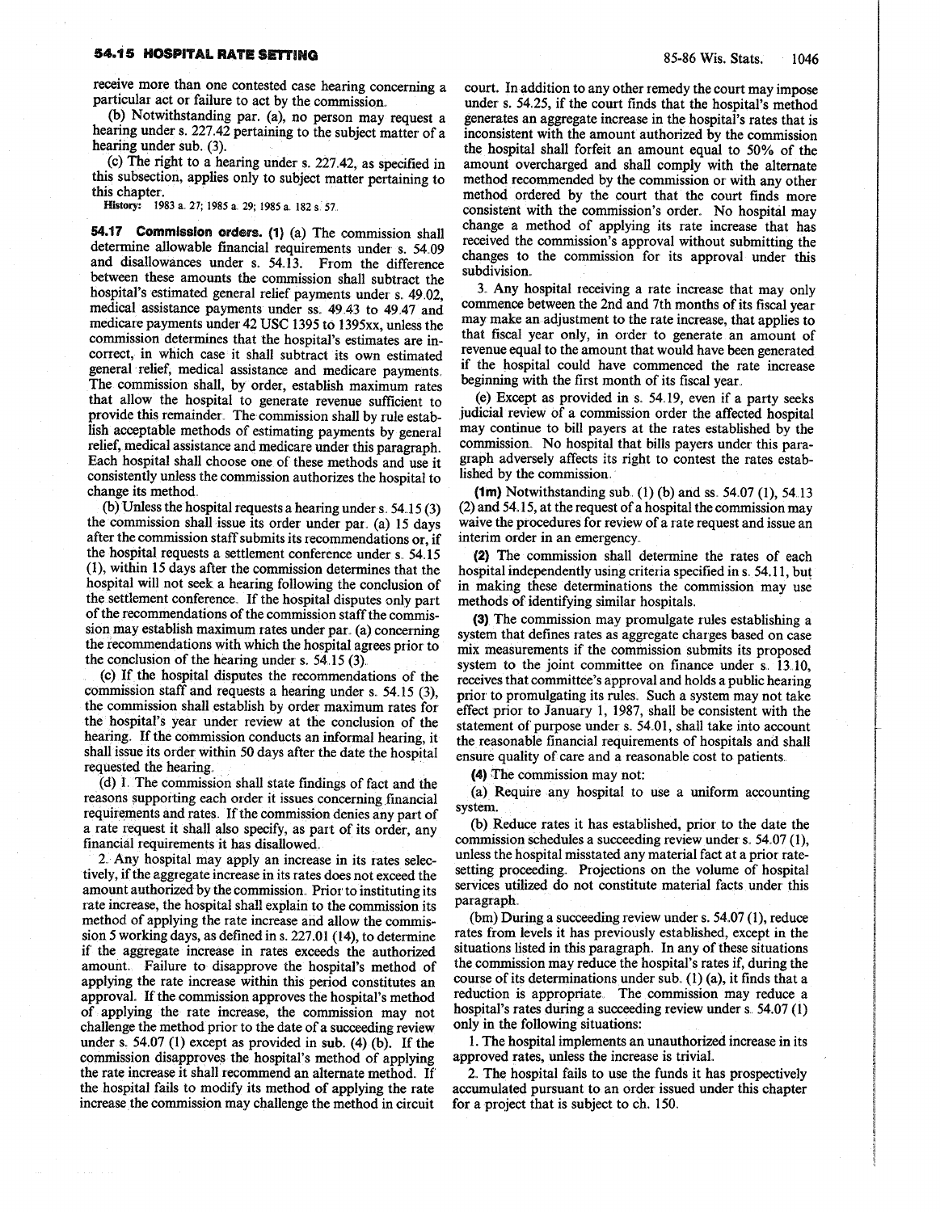receive more than one contested case hearing concerning a particular act or failure to act by the commission.

(b) Notwithstanding par. (a), no person may request a hearing under s. 227.42 pertaining to the subject matter of a hearing under sub. (3).

(c) The right to a hearing under s. 227.42, as specified in this subsection, applies only to subject matter pertaining to this chapter.

**History:** 1983 a. 27; 1985 a. 29; 1985 a. 182 s. 57.

**54.17 Commission orders. (1)** (a) The commission shall determine allowable financial requirements under s. 54.09 and disallowances under s. 54.13. From the difference between these amounts the commission shall subtract the hospital's estimated general relief payments under s. 49.02, medical assistance payments under ss. 49.43 to 49.47 and medicare payments under 42 USC 1395 to 1395xx, unless the commission determines that the hospital's estimates are incorrect, in which case it shall subtract its own estimated general relief, medical assistance and medicare payments. The commission shall, by order, establish maximum rates that allow the hospital to generate revenue sufficient to provide this remainder. The commission shall by rule establish acceptable methods of estimating payments by general relief, medical assistance and medicare under this paragraph. Each hospital shall choose one of these methods and use it consistently unless the commission authorizes the hospital to change its method.

(b) Unless the hospital requests a hearing under s. 54.15 (3) the commission shall issue its order under par. (a) 15 days after the commission staff submits its recommendations or, if the hospital requests a settlement conference under s. 54.15 (1), within 15 days after the commission determines that the hospital will not seek a hearing following the conclusion of the settlement conference. If the hospital disputes only part of the recommendations of the commission staff the commission may establish maximum rates under par. (a) concerning the recommendations with which the hospital agrees prior to the conclusion of the hearing under s. 54.15 (3).

(c) If the hospital disputes the recommendations of the commission staff and requests a hearing under s. 54.15 (3), the commission shall establish by order maximum rates for the hospital's year under review at the conclusion of the hearing. If the commission conducts an informal hearing, it shall issue its order within 50 days after the date the hospital requested the hearing.

(d) 1. The commission shall state findings of fact and the reasons supporting each order it issues concerning financial requirements and rates. If the commission denies any part of a rate request it shall also specify, as part of its order, any financial requirements it has disallowed.

2. Any hospital may apply an increase in its rates selectively, if the aggregate increase in its rates does not exceed the amount authorized by the commission. Prior to instituting its rate increase, the hospital shall explain to the commission its method of applying the rate increase and allow the commission 5 working days, as defined in s. 227.01 (14), to determine if the aggregate increase in rates exceeds the authorized amount. Failure to disapprove the hospital's method of applying the rate increase within this period constitutes an approval. If the commission approves the hospital's method of applying the rate increase, the commission may not challenge the method prior to the date of a succeeding review under s. 54.07 (1) except as provided in sub. (4) (b). If the commission disapproves the hospital's method of applying the rate increase it shall recommend an alternate method. If the hospital fails to modify its method of applying the rate increase the commission may challenge the method in circuit court. In addition to any other remedy the court may impose under s. 54.25, if the court finds that the hospital's method generates an aggregate increase in the hospital's rates that is inconsistent with the amount authorized by the commission the hospital shall forfeit an amount equal to 50% of the amount overcharged and shall comply with the alternate method recommended by the commission or with any other method ordered by the court that the court finds more consistent with the commission's order. No hospital may change a method of applying its rate increase that has received the commission's approval without submitting the changes to the commission for its approval under this subdivision.

3. Any hospital receiving a rate increase that may only commence between the 2nd and 7th months of its fiscal year may make an adjustment to the rate increase, that applies to that fiscal year only, in order to generate an amount of revenue equal to the amount that would have been generated if the hospital could have commenced the rate increase beginning with the first month of its fiscal year.

(e) Except as provided in s. 54.19, even if a party seeks judicial review of a commission order the affected hospital may continue to bill payers at the rates established by the commission. No hospital that bills payers under this paragraph adversely affects its right to contest the rates established by the commission.

**(1m)** Notwithstanding sub. (1) (b) and ss. 54.07 (1), 54.13 (2) and 54.15, at the request of a hospital the commission may waive the procedures for review of a rate request and issue an interim order in an emergency.

**(2)** The commission shall determine the rates of each hospital independently using criteria specified in s. 54.11, but in making these determinations the commission may use methods of identifying similar hospitals.

**(3)** The commission may promulgate rules establishing a system that defines rates as aggregate charges based on case mix measurements if the commission submits its proposed system to the joint committee on finance under s. 13.10, receives that committee's approval and holds a public hearing prior to promulgating its rules. Such a system may not take effect prior to January 1, 1987, shall be consistent with the statement of purpose under s. 54.01, shall take into account the reasonable financial requirements of hospitals and shall ensure quality of care and a reasonable cost to patients.

**(4)** The commission may not:

(a) Require any hospital to use a uniform accounting system.

(b) Reduce rates it has established, prior to the date the commission schedules a succeeding review under s. 54.07 (1), unless the hospital misstated any material fact at a prior rate-setting proceeding. Projections on the volume of hospital services utilized do not constitute material facts under this paragraph.

(bm) During a succeeding review under s. 54.07 (1), reduce rates from levels it has previously established, except in the situations listed in this paragraph. In any of these situations the commission may reduce the hospital's rates if, during the course of its determinations under sub. (1) (a), it finds that a reduction is appropriate. The commission may reduce a hospital's rates during a succeeding review under s. 54.07 (1) only in the following situations:

1. The hospital implements an unauthorized increase in its approved rates, unless the increase is trivial.

2. The hospital fails to use the funds it has prospectively accumulated pursuant to an order issued under this chapter for a project that is subject to ch. 150.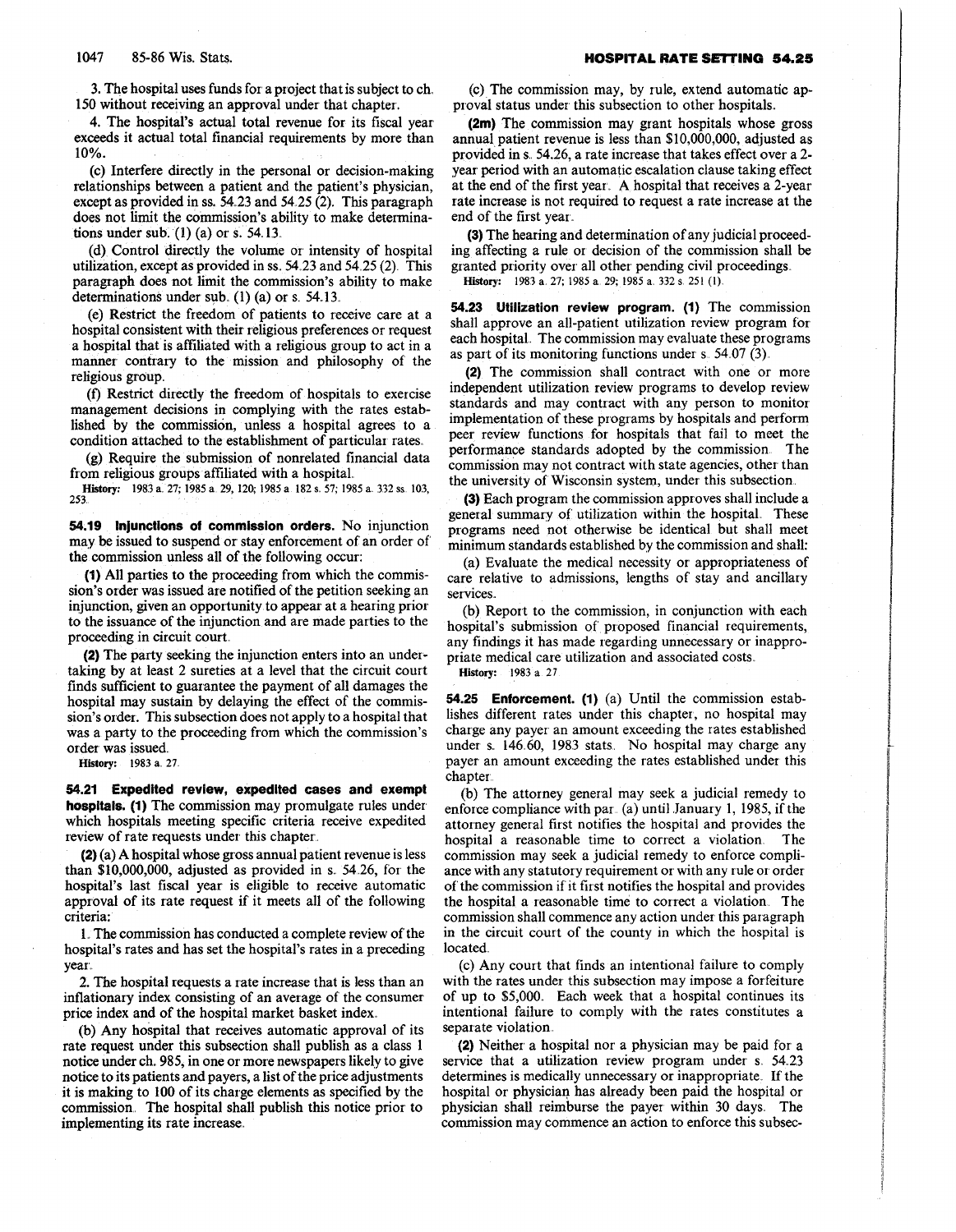3. The hospital uses funds for a project that is subject to ch. 150 without receiving an approval under that chapter.

4. The hospital's actual total revenue for its fiscal year exceeds it actual total financial requirements by more than 10%.

(c) Interfere directly in the personal or decision-making relationships between a patient and the patient's physician, except as provided in ss. 54.23 and 54.25 (2). This paragraph does not limit the commission's ability to make determinations under sub. (1) (a) or s. 54.13.

(d) Control directly the volume or intensity of hospital utilization, except as provided in ss. 54.23 and 54.25 (2). This paragraph does not limit the commission's ability to make determinations under sub. (1) (a) or s. 54.13.

(e) Restrict the freedom of patients to receive care at a hospital consistent with their religious preferences or request a hospital that is affiliated with a religious group to act in a manner contrary to the mission and philosophy of the religious group.

(f) Restrict directly the freedom of hospitals to exercise management decisions in complying with the rates established by the commission, unless a hospital agrees to a condition attached to the establishment of particular rates.

(g) Require the submission of nonrelated financial data from religious groups affiliated with a hospital.

**History:** 1983 a. 27; 1985 a. 29, 120; 1985 a. 182 s. 57; 1985 a. 332 ss. 103, 253.

**54.19 Injunctions of commission orders.** No injunction may be issued to suspend or stay enforcement of an order of the commission unless all of the following occur:

**(1)** All parties to the proceeding from which the commission's order was issued are notified of the petition seeking an injunction, given an opportunity to appear at a hearing prior to the issuance of the injunction and are made parties to the proceeding in circuit court.

**(2)** The party seeking the injunction enters into an undertaking by at least 2 sureties at a level that the circuit court finds sufficient to guarantee the payment of all damages the hospital may sustain by delaying the effect of the commission's order. This subsection does not apply to a hospital that was a party to the proceeding from which the commission's order was issued.

**History:** 1983 a. 27.

**54.21 Expedited review, expedited cases and exempt hospitals. (1)** The commission may promulgate rules under which hospitals meeting specific criteria receive expedited review of rate requests under this chapter.

**(2)** (a) A hospital whose gross annual patient revenue is less than $10,000,000, adjusted as provided in s. 54.26, for the hospital's last fiscal year is eligible to receive automatic approval of its rate request if it meets all of the following criteria:

1. The commission has conducted a complete review of the hospital's rates and has set the hospital's rates in a preceding year.

2. The hospital requests a rate increase that is less than an inflationary index consisting of an average of the consumer price index and of the hospital market basket index.

(b) Any hospital that receives automatic approval of its rate request under this subsection shall publish as a class 1 notice under ch. 985, in one or more newspapers likely to give notice to its patients and payers, a list of the price adjustments it is making to 100 of its charge elements as specified by the commission. The hospital shall publish this notice prior to implementing its rate increase.

(c) The commission may, by rule, extend automatic approval status under this subsection to other hospitals.

**(2m)** The commission may grant hospitals whose gross annual patient revenue is less than $10,000,000, adjusted as provided in s. 54.26, a rate increase that takes effect over a 2-year period with an automatic escalation clause taking effect at the end of the first year. A hospital that receives a 2-year rate increase is not required to request a rate increase at the end of the first year.

**(3)** The hearing and determination of any judicial proceeding affecting a rule or decision of the commission shall be granted priority over all other pending civil proceedings.

**History:** 1983 a. 27; 1985 a. 29; 1985 a. 332 s. 251 (1).

**54.23 Utilization review program. (1)** The commission shall approve an all-patient utilization review program for each hospital. The commission may evaluate these programs as part of its monitoring functions under s. 54.07 (3).

**(2)** The commission shall contract with one or more independent utilization review programs to develop review standards and may contract with any person to monitor implementation of these programs by hospitals and perform peer review functions for hospitals that fail to meet the performance standards adopted by the commission. The commission may not contract with state agencies, other than the university of Wisconsin system, under this subsection.

**(3)** Each program the commission approves shall include a general summary of utilization within the hospital. These programs need not otherwise be identical but shall meet minimum standards established by the commission and shall:

(a) Evaluate the medical necessity or appropriateness of care relative to admissions, lengths of stay and ancillary services.

(b) Report to the commission, in conjunction with each hospital's submission of proposed financial requirements, any findings it has made regarding unnecessary or inappropriate medical care utilization and associated costs.

**History:** 1983 a. 27

**54.25 Enforcement. (1)** (a) Until the commission establishes different rates under this chapter, no hospital may charge any payer an amount exceeding the rates established under s. 146.60, 1983 stats. No hospital may charge any payer an amount exceeding the rates established under this chapter.

(b) The attorney general may seek a judicial remedy to enforce compliance with par. (a) until January 1, 1985, if the attorney general first notifies the hospital and provides the hospital a reasonable time to correct a violation. The commission may seek a judicial remedy to enforce compliance with any statutory requirement or with any rule or order of the commission if it first notifies the hospital and provides the hospital a reasonable time to correct a violation. The commission shall commence any action under this paragraph in the circuit court of the county in which the hospital is located.

(c) Any court that finds an intentional failure to comply with the rates under this subsection may impose a forfeiture of up to $5,000. Each week that a hospital continues its intentional failure to comply with the rates constitutes a separate violation.

**(2)** Neither a hospital nor a physician may be paid for a service that a utilization review program under s. 54.23 determines is medically unnecessary or inappropriate. If the hospital or physician has already been paid the hospital or physician shall reimburse the payer within 30 days. The commission may commence an action to enforce this subsec-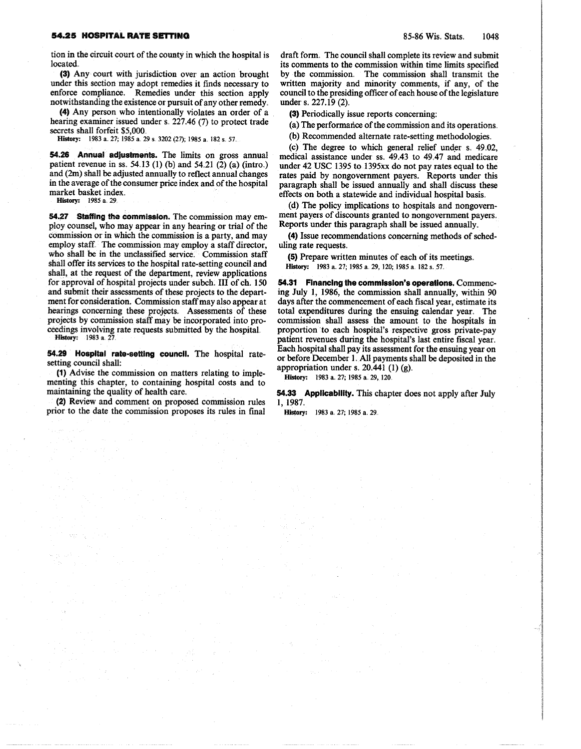tion in the circuit court of the county in which the hospital is located.

**(3)** Any court with jurisdiction over an action brought under this section may adopt remedies it finds necessary to enforce compliance. Remedies under this section apply notwithstanding the existence or pursuit of any other remedy.

**(4)** Any person who intentionally violates an order of a hearing examiner issued under s. 227.46 (7) to protect trade secrets shall forfeit $5,000.

**History:** 1983 a. 27; 1985 a. 29 s. 3202 (27); 1985 a. 182 s. 57.

**54.26 Annual adjustments.** The limits on gross annual patient revenue in ss. 54.13 (1) (b) and 54.21 (2) (a) (intro.) and (2m) shall be adjusted annually to reflect annual changes in the average of the consumer price index and of the hospital market basket index.

**History:** 1985 a. 29.

**54.27 Staffing the commission.** The commission may employ counsel, who may appear in any hearing or trial of the commission or in which the commission is a party, and may employ staff. The commission may employ a staff director, who shall be in the unclassified service. Commission staff shall offer its services to the hospital rate-setting council and shall, at the request of the department, review applications for approval of hospital projects under subch. III of ch. 150 and submit their assessments of these projects to the department for consideration. Commission staff may also appear at hearings concerning these projects. Assessments of these projects by commission staff may be incorporated into proceedings involving rate requests submitted by the hospital.

**History:** 1983 a. 27.

**54.29 Hospital rate-setting council.** The hospital rate-setting council shall:

**(1)** Advise the commission on matters relating to implementing this chapter, to containing hospital costs and to maintaining the quality of health care.

**(2)** Review and comment on proposed commission rules prior to the date the commission proposes its rules in final draft form. The council shall complete its review and submit its comments to the commission within time limits specified by the commission. The commission shall transmit the written majority and minority comments, if any, of the council to the presiding officer of each house of the legislature under s. 227.19 (2).

**(3)** Periodically issue reports concerning:

(a) The performance of the commission and its operations.

(b) Recommended alternate rate-setting methodologies.

(c) The degree to which general relief under s. 49.02, medical assistance under ss. 49.43 to 49.47 and medicare under 42 USC 1395 to 1395xx do not pay rates equal to the rates paid by nongovernment payers. Reports under this paragraph shall be issued annually and shall discuss these effects on both a statewide and individual hospital basis.

(d) The policy implications to hospitals and nongovernment payers of discounts granted to nongovernment payers. Reports under this paragraph shall be issued annually.

**(4)** Issue recommendations concerning methods of scheduling rate requests.

**(5)** Prepare written minutes of each of its meetings.

**History:** 1983 a. 27; 1985 a. 29, 120; 1985 a. 182 s. 57.

**54.31 Financing the commission's operations.** Commencing July 1, 1986, the commission shall annually, within 90 days after the commencement of each fiscal year, estimate its total expenditures during the ensuing calendar year. The commission shall assess the amount to the hospitals in proportion to each hospital's respective gross private-pay patient revenues during the hospital's last entire fiscal year. Each hospital shall pay its assessment for the ensuing year on or before December 1. All payments shall be deposited in the appropriation under s. 20.441 (1) (g).

**History:** 1983 a. 27; 1985 a. 29, 120.

**54.33 Applicability.** This chapter does not apply after July 1, 1987.

**History:** 1983 a. 27; 1985 a. 29.